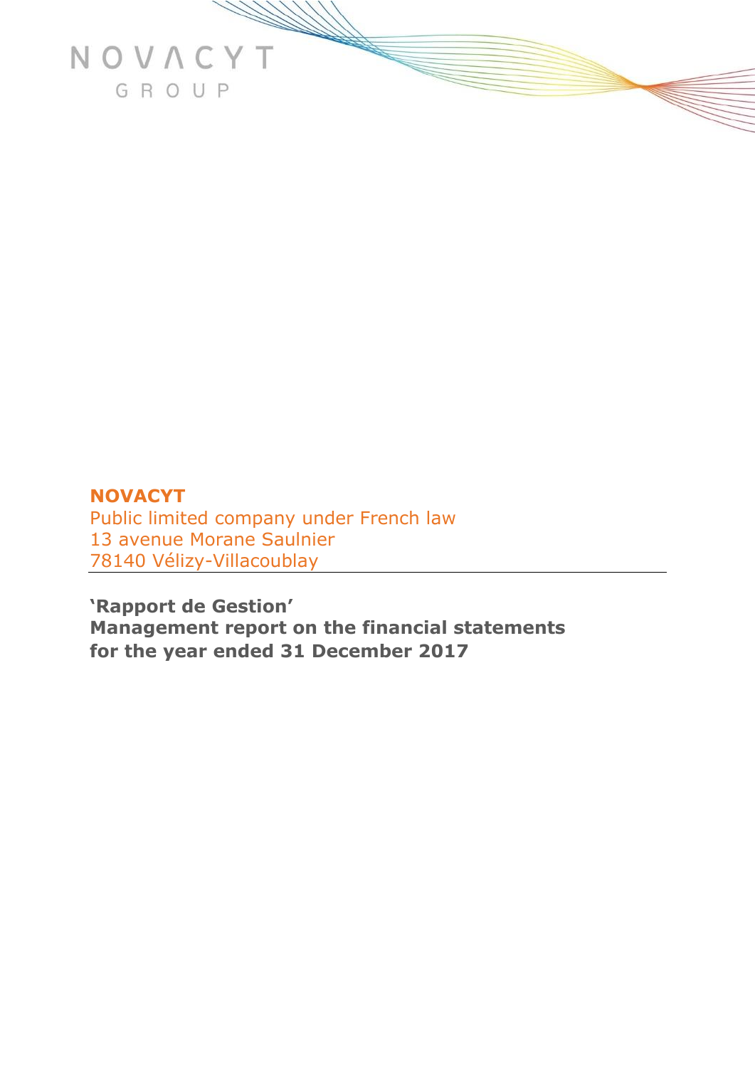NOVACYT

GROUP

**NOVACYT**

Public limited company under French law
13 avenue Morane Saulnier
78140 Vélizy-Villacoublay

---

**'Rapport de Gestion'**
**Management report on the financial statements**
**for the year ended 31 December 2017**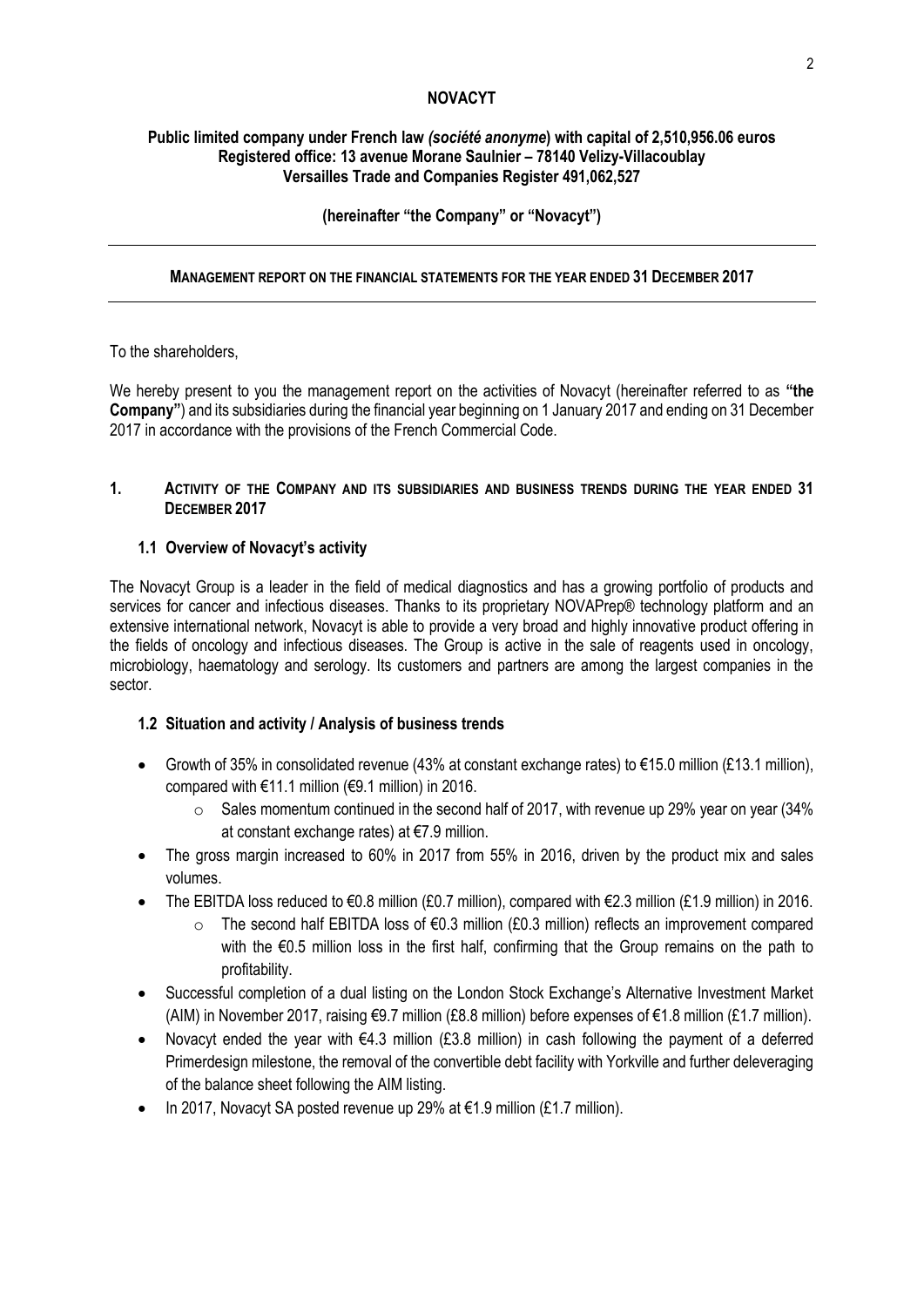**NOVACYT**

**Public limited company under French law *(société anonyme)* with capital of 2,510,956.06 euros**
**Registered office: 13 avenue Morane Saulnier – 78140 Velizy-Villacoublay**
**Versailles Trade and Companies Register 491,062,527**

**(hereinafter "the Company" or "Novacyt")**

---

**MANAGEMENT REPORT ON THE FINANCIAL STATEMENTS FOR THE YEAR ENDED 31 DECEMBER 2017**

---

To the shareholders,

We hereby present to you the management report on the activities of Novacyt (hereinafter referred to as **"the Company"**) and its subsidiaries during the financial year beginning on 1 January 2017 and ending on 31 December 2017 in accordance with the provisions of the French Commercial Code.

## 1. ACTIVITY OF THE COMPANY AND ITS SUBSIDIARIES AND BUSINESS TRENDS DURING THE YEAR ENDED 31 DECEMBER 2017

### 1.1 Overview of Novacyt's activity

The Novacyt Group is a leader in the field of medical diagnostics and has a growing portfolio of products and services for cancer and infectious diseases. Thanks to its proprietary NOVAPrep® technology platform and an extensive international network, Novacyt is able to provide a very broad and highly innovative product offering in the fields of oncology and infectious diseases. The Group is active in the sale of reagents used in oncology, microbiology, haematology and serology. Its customers and partners are among the largest companies in the sector.

### 1.2 Situation and activity / Analysis of business trends

- Growth of 35% in consolidated revenue (43% at constant exchange rates) to €15.0 million (£13.1 million), compared with €11.1 million (€9.1 million) in 2016.
  - Sales momentum continued in the second half of 2017, with revenue up 29% year on year (34% at constant exchange rates) at €7.9 million.
- The gross margin increased to 60% in 2017 from 55% in 2016, driven by the product mix and sales volumes.
- The EBITDA loss reduced to €0.8 million (£0.7 million), compared with €2.3 million (£1.9 million) in 2016.
  - The second half EBITDA loss of €0.3 million (£0.3 million) reflects an improvement compared with the €0.5 million loss in the first half, confirming that the Group remains on the path to profitability.
- Successful completion of a dual listing on the London Stock Exchange's Alternative Investment Market (AIM) in November 2017, raising €9.7 million (£8.8 million) before expenses of €1.8 million (£1.7 million).
- Novacyt ended the year with €4.3 million (£3.8 million) in cash following the payment of a deferred Primerdesign milestone, the removal of the convertible debt facility with Yorkville and further deleveraging of the balance sheet following the AIM listing.
- In 2017, Novacyt SA posted revenue up 29% at €1.9 million (£1.7 million).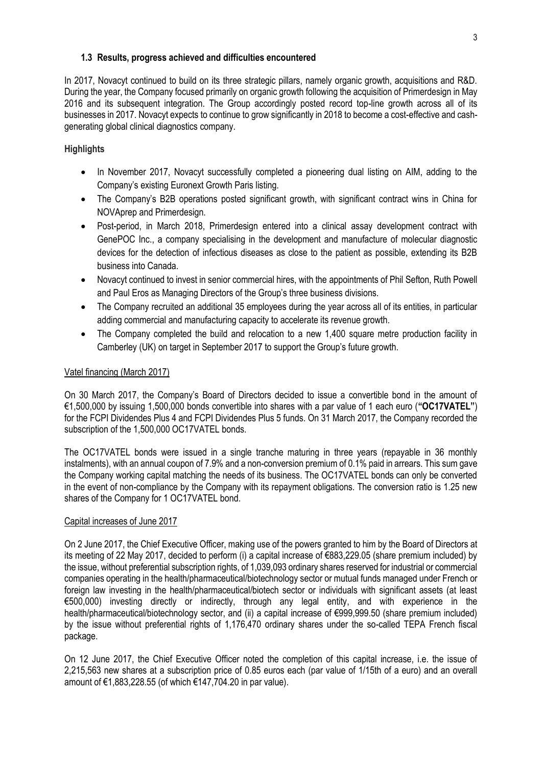### 1.3 Results, progress achieved and difficulties encountered

In 2017, Novacyt continued to build on its three strategic pillars, namely organic growth, acquisitions and R&D. During the year, the Company focused primarily on organic growth following the acquisition of Primerdesign in May 2016 and its subsequent integration. The Group accordingly posted record top-line growth across all of its businesses in 2017. Novacyt expects to continue to grow significantly in 2018 to become a cost-effective and cash-generating global clinical diagnostics company.

**Highlights**

- In November 2017, Novacyt successfully completed a pioneering dual listing on AIM, adding to the Company's existing Euronext Growth Paris listing.
- The Company's B2B operations posted significant growth, with significant contract wins in China for NOVAprep and Primerdesign.
- Post-period, in March 2018, Primerdesign entered into a clinical assay development contract with GenePOC Inc., a company specialising in the development and manufacture of molecular diagnostic devices for the detection of infectious diseases as close to the patient as possible, extending its B2B business into Canada.
- Novacyt continued to invest in senior commercial hires, with the appointments of Phil Sefton, Ruth Powell and Paul Eros as Managing Directors of the Group's three business divisions.
- The Company recruited an additional 35 employees during the year across all of its entities, in particular adding commercial and manufacturing capacity to accelerate its revenue growth.
- The Company completed the build and relocation to a new 1,400 square metre production facility in Camberley (UK) on target in September 2017 to support the Group's future growth.

<u>Vatel financing (March 2017)</u>

On 30 March 2017, the Company's Board of Directors decided to issue a convertible bond in the amount of €1,500,000 by issuing 1,500,000 bonds convertible into shares with a par value of 1 each euro (**"OC17VATEL"**) for the FCPI Dividendes Plus 4 and FCPI Dividendes Plus 5 funds. On 31 March 2017, the Company recorded the subscription of the 1,500,000 OC17VATEL bonds.

The OC17VATEL bonds were issued in a single tranche maturing in three years (repayable in 36 monthly instalments), with an annual coupon of 7.9% and a non-conversion premium of 0.1% paid in arrears. This sum gave the Company working capital matching the needs of its business. The OC17VATEL bonds can only be converted in the event of non-compliance by the Company with its repayment obligations. The conversion ratio is 1.25 new shares of the Company for 1 OC17VATEL bond.

<u>Capital increases of June 2017</u>

On 2 June 2017, the Chief Executive Officer, making use of the powers granted to him by the Board of Directors at its meeting of 22 May 2017, decided to perform (i) a capital increase of €883,229.05 (share premium included) by the issue, without preferential subscription rights, of 1,039,093 ordinary shares reserved for industrial or commercial companies operating in the health/pharmaceutical/biotechnology sector or mutual funds managed under French or foreign law investing in the health/pharmaceutical/biotech sector or individuals with significant assets (at least €500,000) investing directly or indirectly, through any legal entity, and with experience in the health/pharmaceutical/biotechnology sector, and (ii) a capital increase of €999,999.50 (share premium included) by the issue without preferential rights of 1,176,470 ordinary shares under the so-called TEPA French fiscal package.

On 12 June 2017, the Chief Executive Officer noted the completion of this capital increase, i.e. the issue of 2,215,563 new shares at a subscription price of 0.85 euros each (par value of 1/15th of a euro) and an overall amount of €1,883,228.55 (of which €147,704.20 in par value).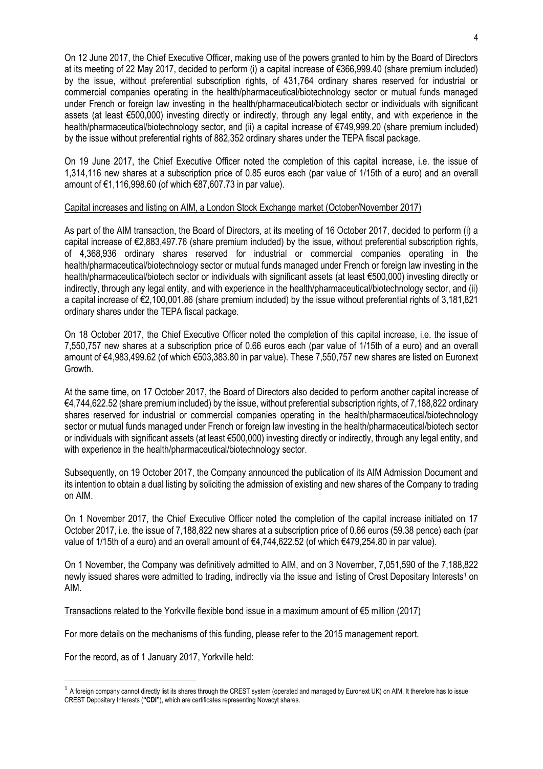On 12 June 2017, the Chief Executive Officer, making use of the powers granted to him by the Board of Directors at its meeting of 22 May 2017, decided to perform (i) a capital increase of €366,999.40 (share premium included) by the issue, without preferential subscription rights, of 431,764 ordinary shares reserved for industrial or commercial companies operating in the health/pharmaceutical/biotechnology sector or mutual funds managed under French or foreign law investing in the health/pharmaceutical/biotech sector or individuals with significant assets (at least €500,000) investing directly or indirectly, through any legal entity, and with experience in the health/pharmaceutical/biotechnology sector, and (ii) a capital increase of €749,999.20 (share premium included) by the issue without preferential rights of 882,352 ordinary shares under the TEPA fiscal package.

On 19 June 2017, the Chief Executive Officer noted the completion of this capital increase, i.e. the issue of 1,314,116 new shares at a subscription price of 0.85 euros each (par value of 1/15th of a euro) and an overall amount of €1,116,998.60 (of which €87,607.73 in par value).

<u>Capital increases and listing on AIM, a London Stock Exchange market (October/November 2017)</u>

As part of the AIM transaction, the Board of Directors, at its meeting of 16 October 2017, decided to perform (i) a capital increase of €2,883,497.76 (share premium included) by the issue, without preferential subscription rights, of 4,368,936 ordinary shares reserved for industrial or commercial companies operating in the health/pharmaceutical/biotechnology sector or mutual funds managed under French or foreign law investing in the health/pharmaceutical/biotech sector or individuals with significant assets (at least €500,000) investing directly or indirectly, through any legal entity, and with experience in the health/pharmaceutical/biotechnology sector, and (ii) a capital increase of €2,100,001.86 (share premium included) by the issue without preferential rights of 3,181,821 ordinary shares under the TEPA fiscal package.

On 18 October 2017, the Chief Executive Officer noted the completion of this capital increase, i.e. the issue of 7,550,757 new shares at a subscription price of 0.66 euros each (par value of 1/15th of a euro) and an overall amount of €4,983,499.62 (of which €503,383.80 in par value). These 7,550,757 new shares are listed on Euronext Growth.

At the same time, on 17 October 2017, the Board of Directors also decided to perform another capital increase of €4,744,622.52 (share premium included) by the issue, without preferential subscription rights, of 7,188,822 ordinary shares reserved for industrial or commercial companies operating in the health/pharmaceutical/biotechnology sector or mutual funds managed under French or foreign law investing in the health/pharmaceutical/biotech sector or individuals with significant assets (at least €500,000) investing directly or indirectly, through any legal entity, and with experience in the health/pharmaceutical/biotechnology sector.

Subsequently, on 19 October 2017, the Company announced the publication of its AIM Admission Document and its intention to obtain a dual listing by soliciting the admission of existing and new shares of the Company to trading on AIM.

On 1 November 2017, the Chief Executive Officer noted the completion of the capital increase initiated on 17 October 2017, i.e. the issue of 7,188,822 new shares at a subscription price of 0.66 euros (59.38 pence) each (par value of 1/15th of a euro) and an overall amount of €4,744,622.52 (of which €479,254.80 in par value).

On 1 November, the Company was definitively admitted to AIM, and on 3 November, 7,051,590 of the 7,188,822 newly issued shares were admitted to trading, indirectly via the issue and listing of Crest Depositary Interests[1] on AIM.

<u>Transactions related to the Yorkville flexible bond issue in a maximum amount of €5 million (2017)</u>

For more details on the mechanisms of this funding, please refer to the 2015 management report.

For the record, as of 1 January 2017, Yorkville held:

[1] A foreign company cannot directly list its shares through the CREST system (operated and managed by Euronext UK) on AIM. It therefore has to issue CREST Depositary Interests (**"CDI"**), which are certificates representing Novacyt shares.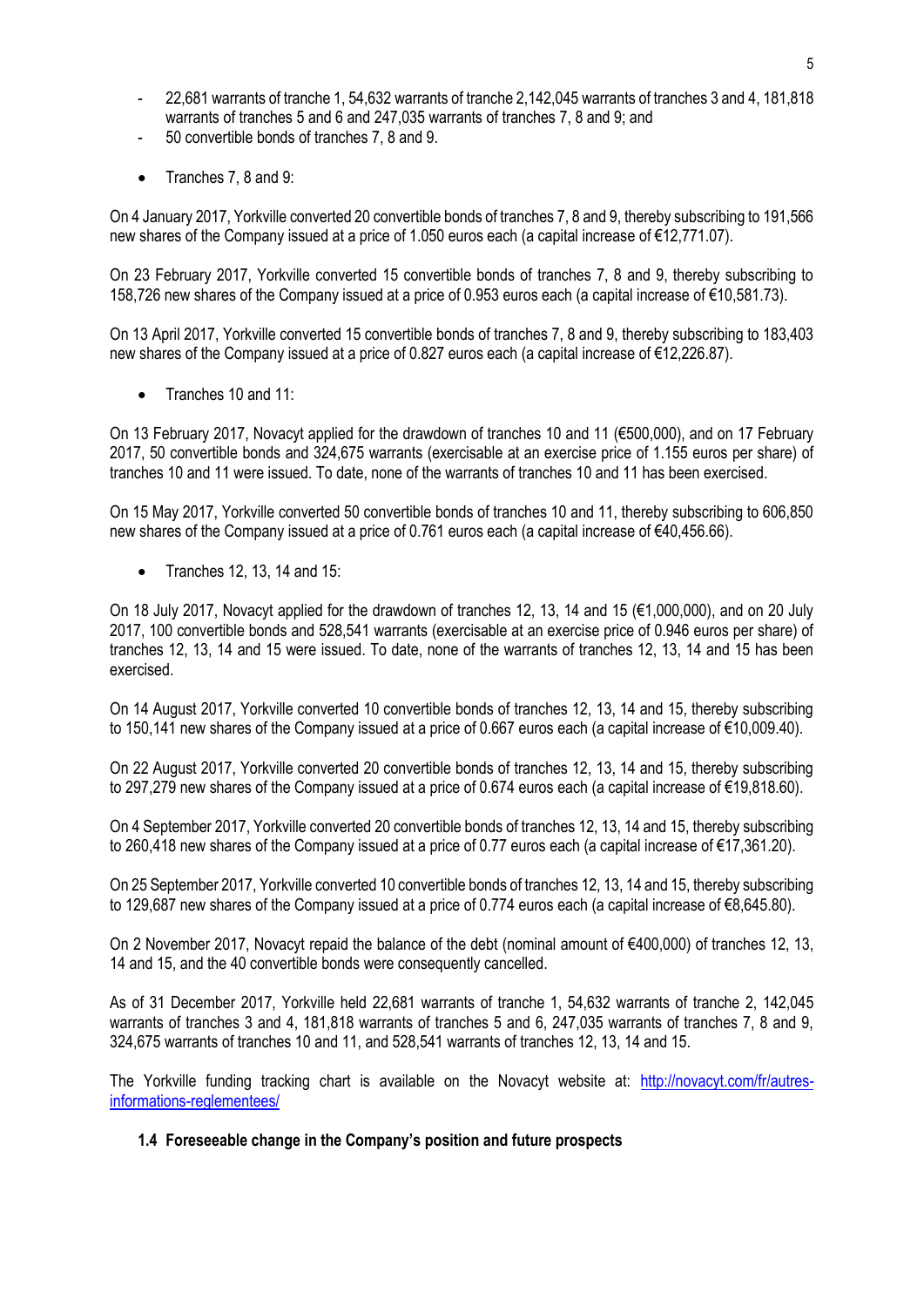- 22,681 warrants of tranche 1, 54,632 warrants of tranche 2,142,045 warrants of tranches 3 and 4, 181,818 warrants of tranches 5 and 6 and 247,035 warrants of tranches 7, 8 and 9; and
- 50 convertible bonds of tranches 7, 8 and 9.

- Tranches 7, 8 and 9:

On 4 January 2017, Yorkville converted 20 convertible bonds of tranches 7, 8 and 9, thereby subscribing to 191,566 new shares of the Company issued at a price of 1.050 euros each (a capital increase of €12,771.07).

On 23 February 2017, Yorkville converted 15 convertible bonds of tranches 7, 8 and 9, thereby subscribing to 158,726 new shares of the Company issued at a price of 0.953 euros each (a capital increase of €10,581.73).

On 13 April 2017, Yorkville converted 15 convertible bonds of tranches 7, 8 and 9, thereby subscribing to 183,403 new shares of the Company issued at a price of 0.827 euros each (a capital increase of €12,226.87).

- Tranches 10 and 11:

On 13 February 2017, Novacyt applied for the drawdown of tranches 10 and 11 (€500,000), and on 17 February 2017, 50 convertible bonds and 324,675 warrants (exercisable at an exercise price of 1.155 euros per share) of tranches 10 and 11 were issued. To date, none of the warrants of tranches 10 and 11 has been exercised.

On 15 May 2017, Yorkville converted 50 convertible bonds of tranches 10 and 11, thereby subscribing to 606,850 new shares of the Company issued at a price of 0.761 euros each (a capital increase of €40,456.66).

- Tranches 12, 13, 14 and 15:

On 18 July 2017, Novacyt applied for the drawdown of tranches 12, 13, 14 and 15 (€1,000,000), and on 20 July 2017, 100 convertible bonds and 528,541 warrants (exercisable at an exercise price of 0.946 euros per share) of tranches 12, 13, 14 and 15 were issued. To date, none of the warrants of tranches 12, 13, 14 and 15 has been exercised.

On 14 August 2017, Yorkville converted 10 convertible bonds of tranches 12, 13, 14 and 15, thereby subscribing to 150,141 new shares of the Company issued at a price of 0.667 euros each (a capital increase of €10,009.40).

On 22 August 2017, Yorkville converted 20 convertible bonds of tranches 12, 13, 14 and 15, thereby subscribing to 297,279 new shares of the Company issued at a price of 0.674 euros each (a capital increase of €19,818.60).

On 4 September 2017, Yorkville converted 20 convertible bonds of tranches 12, 13, 14 and 15, thereby subscribing to 260,418 new shares of the Company issued at a price of 0.77 euros each (a capital increase of €17,361.20).

On 25 September 2017, Yorkville converted 10 convertible bonds of tranches 12, 13, 14 and 15, thereby subscribing to 129,687 new shares of the Company issued at a price of 0.774 euros each (a capital increase of €8,645.80).

On 2 November 2017, Novacyt repaid the balance of the debt (nominal amount of €400,000) of tranches 12, 13, 14 and 15, and the 40 convertible bonds were consequently cancelled.

As of 31 December 2017, Yorkville held 22,681 warrants of tranche 1, 54,632 warrants of tranche 2, 142,045 warrants of tranches 3 and 4, 181,818 warrants of tranches 5 and 6, 247,035 warrants of tranches 7, 8 and 9, 324,675 warrants of tranches 10 and 11, and 528,541 warrants of tranches 12, 13, 14 and 15.

The Yorkville funding tracking chart is available on the Novacyt website at: [http://novacyt.com/fr/autres-informations-reglementees/](http://novacyt.com/fr/autres-informations-reglementees/)

### 1.4 Foreseeable change in the Company's position and future prospects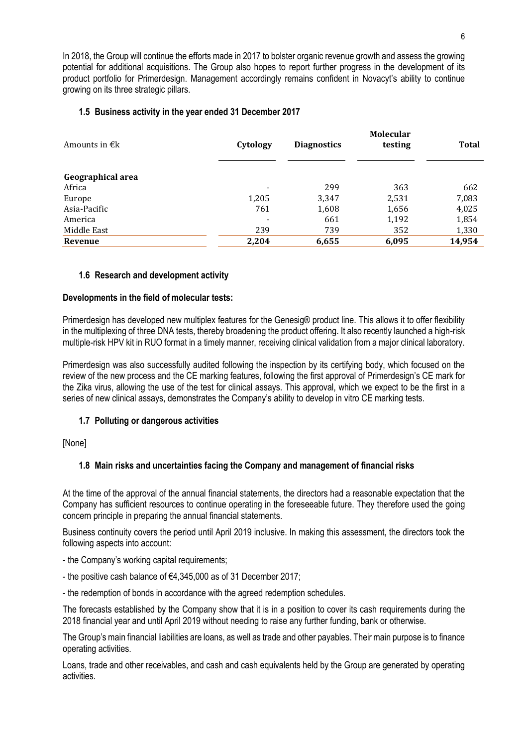In 2018, the Group will continue the efforts made in 2017 to bolster organic revenue growth and assess the growing potential for additional acquisitions. The Group also hopes to report further progress in the development of its product portfolio for Primerdesign. Management accordingly remains confident in Novacyt's ability to continue growing on its three strategic pillars.

### 1.5 Business activity in the year ended 31 December 2017

| Amounts in €k | Cytology | Diagnostics | Molecular testing | Total |
|---|---|---|---|---|
| **Geographical area** | | | | |
| Africa | - | 299 | 363 | 662 |
| Europe | 1,205 | 3,347 | 2,531 | 7,083 |
| Asia-Pacific | 761 | 1,608 | 1,656 | 4,025 |
| America | - | 661 | 1,192 | 1,854 |
| Middle East | 239 | 739 | 352 | 1,330 |
| **Revenue** | **2,204** | **6,655** | **6,095** | **14,954** |

### 1.6 Research and development activity

**Developments in the field of molecular tests:**

Primerdesign has developed new multiplex features for the Genesig® product line. This allows it to offer flexibility in the multiplexing of three DNA tests, thereby broadening the product offering. It also recently launched a high-risk multiple-risk HPV kit in RUO format in a timely manner, receiving clinical validation from a major clinical laboratory.

Primerdesign was also successfully audited following the inspection by its certifying body, which focused on the review of the new process and the CE marking features, following the first approval of Primerdesign's CE mark for the Zika virus, allowing the use of the test for clinical assays. This approval, which we expect to be the first in a series of new clinical assays, demonstrates the Company's ability to develop in vitro CE marking tests.

### 1.7 Polluting or dangerous activities

[None]

### 1.8 Main risks and uncertainties facing the Company and management of financial risks

At the time of the approval of the annual financial statements, the directors had a reasonable expectation that the Company has sufficient resources to continue operating in the foreseeable future. They therefore used the going concern principle in preparing the annual financial statements.

Business continuity covers the period until April 2019 inclusive. In making this assessment, the directors took the following aspects into account:

- the Company's working capital requirements;
- the positive cash balance of €4,345,000 as of 31 December 2017;
- the redemption of bonds in accordance with the agreed redemption schedules.

The forecasts established by the Company show that it is in a position to cover its cash requirements during the 2018 financial year and until April 2019 without needing to raise any further funding, bank or otherwise.

The Group's main financial liabilities are loans, as well as trade and other payables. Their main purpose is to finance operating activities.

Loans, trade and other receivables, and cash and cash equivalents held by the Group are generated by operating activities.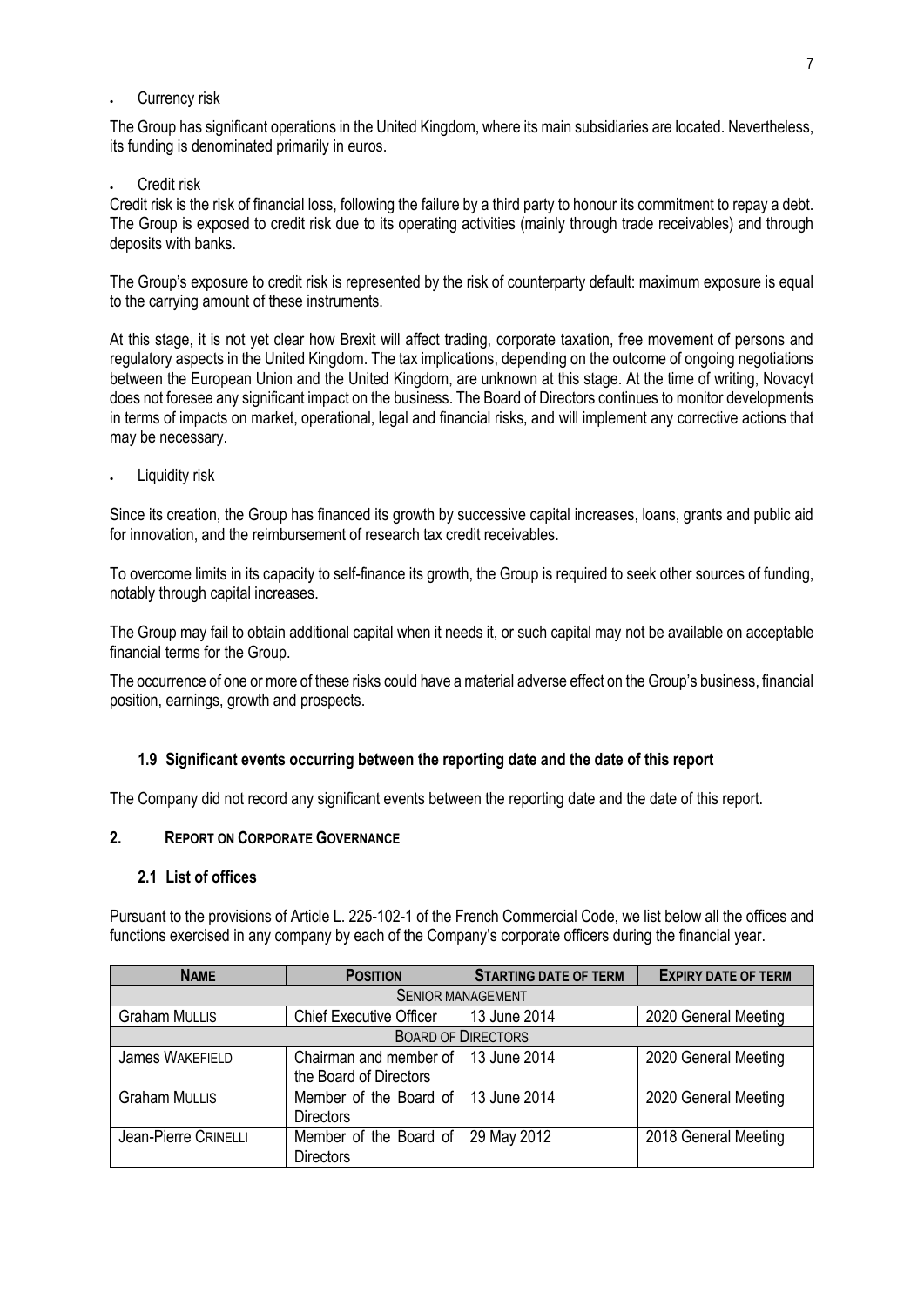- Currency risk

The Group has significant operations in the United Kingdom, where its main subsidiaries are located. Nevertheless, its funding is denominated primarily in euros.

- Credit risk

Credit risk is the risk of financial loss, following the failure by a third party to honour its commitment to repay a debt. The Group is exposed to credit risk due to its operating activities (mainly through trade receivables) and through deposits with banks.

The Group's exposure to credit risk is represented by the risk of counterparty default: maximum exposure is equal to the carrying amount of these instruments.

At this stage, it is not yet clear how Brexit will affect trading, corporate taxation, free movement of persons and regulatory aspects in the United Kingdom. The tax implications, depending on the outcome of ongoing negotiations between the European Union and the United Kingdom, are unknown at this stage. At the time of writing, Novacyt does not foresee any significant impact on the business. The Board of Directors continues to monitor developments in terms of impacts on market, operational, legal and financial risks, and will implement any corrective actions that may be necessary.

- Liquidity risk

Since its creation, the Group has financed its growth by successive capital increases, loans, grants and public aid for innovation, and the reimbursement of research tax credit receivables.

To overcome limits in its capacity to self-finance its growth, the Group is required to seek other sources of funding, notably through capital increases.

The Group may fail to obtain additional capital when it needs it, or such capital may not be available on acceptable financial terms for the Group.

The occurrence of one or more of these risks could have a material adverse effect on the Group's business, financial position, earnings, growth and prospects.

### 1.9 Significant events occurring between the reporting date and the date of this report

The Company did not record any significant events between the reporting date and the date of this report.

## 2. REPORT ON CORPORATE GOVERNANCE

### 2.1 List of offices

Pursuant to the provisions of Article L. 225-102-1 of the French Commercial Code, we list below all the offices and functions exercised in any company by each of the Company's corporate officers during the financial year.

| NAME | POSITION | STARTING DATE OF TERM | EXPIRY DATE OF TERM |
|---|---|---|---|
| SENIOR MANAGEMENT | | | |
| Graham MULLIS | Chief Executive Officer | 13 June 2014 | 2020 General Meeting |
| BOARD OF DIRECTORS | | | |
| James WAKEFIELD | Chairman and member of the Board of Directors | 13 June 2014 | 2020 General Meeting |
| Graham MULLIS | Member of the Board of Directors | 13 June 2014 | 2020 General Meeting |
| Jean-Pierre CRINELLI | Member of the Board of Directors | 29 May 2012 | 2018 General Meeting |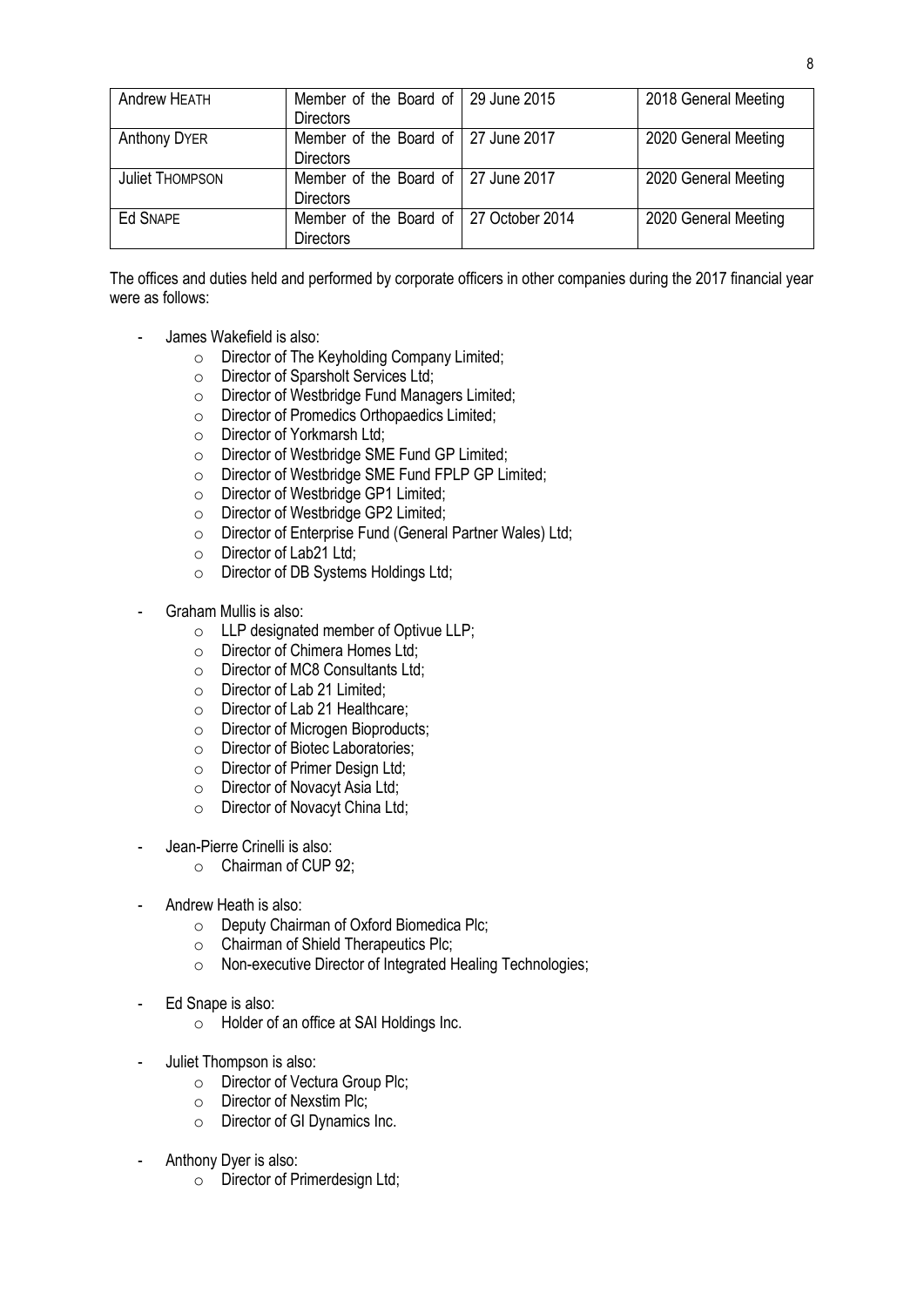| Andrew HEATH | Member of the Board of Directors | 29 June 2015 | 2018 General Meeting |
| --- | --- | --- | --- |
| Anthony DYER | Member of the Board of Directors | 27 June 2017 | 2020 General Meeting |
| Juliet THOMPSON | Member of the Board of Directors | 27 June 2017 | 2020 General Meeting |
| Ed SNAPE | Member of the Board of Directors | 27 October 2014 | 2020 General Meeting |

The offices and duties held and performed by corporate officers in other companies during the 2017 financial year were as follows:

- James Wakefield is also:
  - Director of The Keyholding Company Limited;
  - Director of Sparsholt Services Ltd;
  - Director of Westbridge Fund Managers Limited;
  - Director of Promedics Orthopaedics Limited;
  - Director of Yorkmarsh Ltd;
  - Director of Westbridge SME Fund GP Limited;
  - Director of Westbridge SME Fund FPLP GP Limited;
  - Director of Westbridge GP1 Limited;
  - Director of Westbridge GP2 Limited;
  - Director of Enterprise Fund (General Partner Wales) Ltd;
  - Director of Lab21 Ltd;
  - Director of DB Systems Holdings Ltd;

- Graham Mullis is also:
  - LLP designated member of Optivue LLP;
  - Director of Chimera Homes Ltd;
  - Director of MC8 Consultants Ltd;
  - Director of Lab 21 Limited;
  - Director of Lab 21 Healthcare;
  - Director of Microgen Bioproducts;
  - Director of Biotec Laboratories;
  - Director of Primer Design Ltd;
  - Director of Novacyt Asia Ltd;
  - Director of Novacyt China Ltd;

- Jean-Pierre Crinelli is also:
  - Chairman of CUP 92;

- Andrew Heath is also:
  - Deputy Chairman of Oxford Biomedica Plc;
  - Chairman of Shield Therapeutics Plc;
  - Non-executive Director of Integrated Healing Technologies;

- Ed Snape is also:
  - Holder of an office at SAI Holdings Inc.

- Juliet Thompson is also:
  - Director of Vectura Group Plc;
  - Director of Nexstim Plc;
  - Director of GI Dynamics Inc.

- Anthony Dyer is also:
  - Director of Primerdesign Ltd;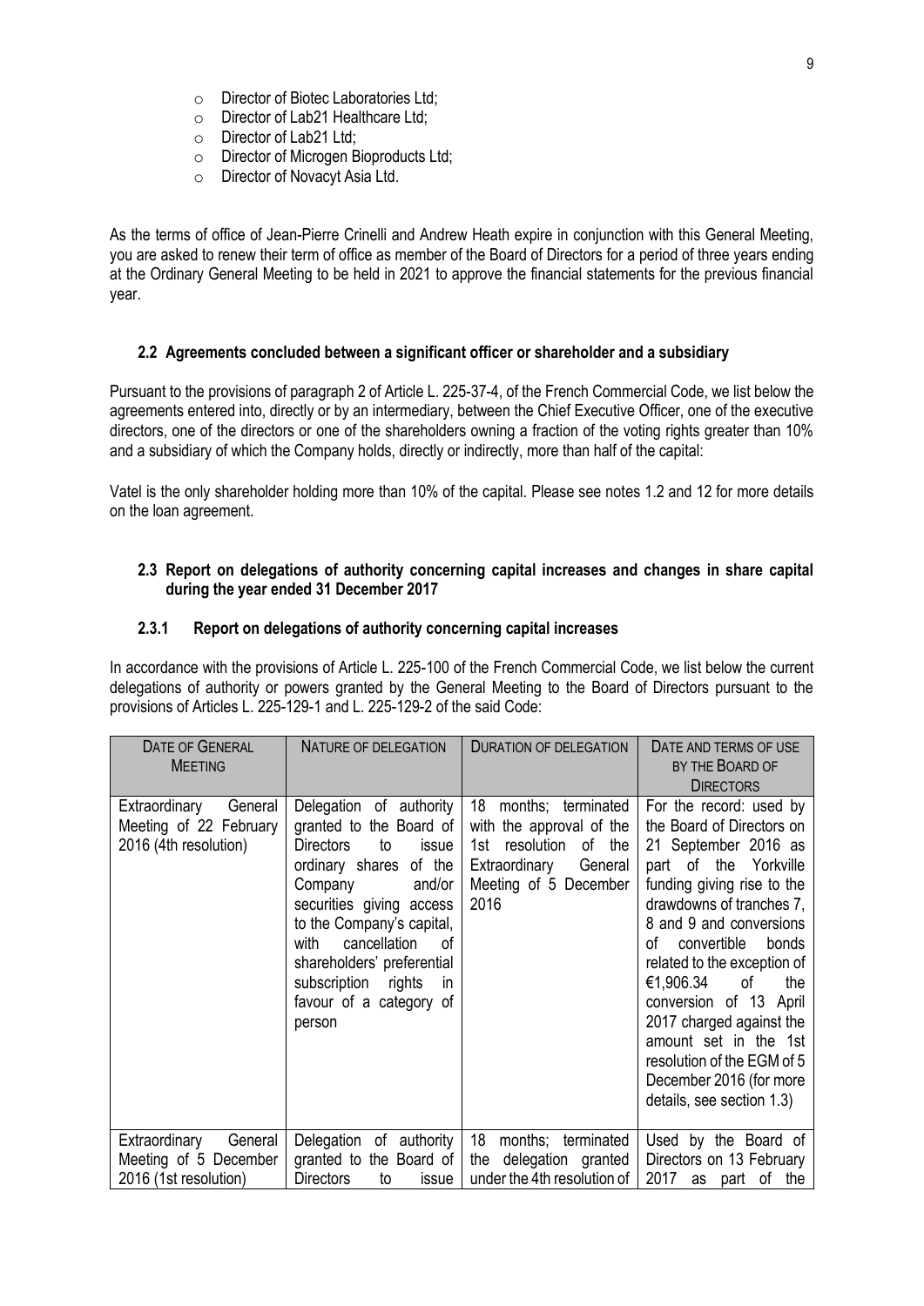- Director of Biotec Laboratories Ltd;
- Director of Lab21 Healthcare Ltd;
- Director of Lab21 Ltd;
- Director of Microgen Bioproducts Ltd;
- Director of Novacyt Asia Ltd.

As the terms of office of Jean-Pierre Crinelli and Andrew Heath expire in conjunction with this General Meeting, you are asked to renew their term of office as member of the Board of Directors for a period of three years ending at the Ordinary General Meeting to be held in 2021 to approve the financial statements for the previous financial year.

### 2.2 Agreements concluded between a significant officer or shareholder and a subsidiary

Pursuant to the provisions of paragraph 2 of Article L. 225-37-4, of the French Commercial Code, we list below the agreements entered into, directly or by an intermediary, between the Chief Executive Officer, one of the executive directors, one of the directors or one of the shareholders owning a fraction of the voting rights greater than 10% and a subsidiary of which the Company holds, directly or indirectly, more than half of the capital:

Vatel is the only shareholder holding more than 10% of the capital. Please see notes 1.2 and 12 for more details on the loan agreement.

### 2.3 Report on delegations of authority concerning capital increases and changes in share capital during the year ended 31 December 2017

#### 2.3.1 Report on delegations of authority concerning capital increases

In accordance with the provisions of Article L. 225-100 of the French Commercial Code, we list below the current delegations of authority or powers granted by the General Meeting to the Board of Directors pursuant to the provisions of Articles L. 225-129-1 and L. 225-129-2 of the said Code:

| DATE OF GENERAL MEETING | NATURE OF DELEGATION | DURATION OF DELEGATION | DATE AND TERMS OF USE BY THE BOARD OF DIRECTORS |
|---|---|---|---|
| Extraordinary General Meeting of 22 February 2016 (4th resolution) | Delegation of authority granted to the Board of Directors to issue ordinary shares of the Company and/or securities giving access to the Company's capital, with cancellation of shareholders' preferential subscription rights in favour of a category of person | 18 months; terminated with the approval of the 1st resolution of the Extraordinary General Meeting of 5 December 2016 | For the record: used by the Board of Directors on 21 September 2016 as part of the Yorkville funding giving rise to the drawdowns of tranches 7, 8 and 9 and conversions of convertible bonds related to the exception of €1,906.34 of the conversion of 13 April 2017 charged against the amount set in the 1st resolution of the EGM of 5 December 2016 (for more details, see section 1.3) |
| Extraordinary General Meeting of 5 December 2016 (1st resolution) | Delegation of authority granted to the Board of Directors to issue | 18 months; terminated the delegation granted under the 4th resolution of | Used by the Board of Directors on 13 February 2017 as part of the |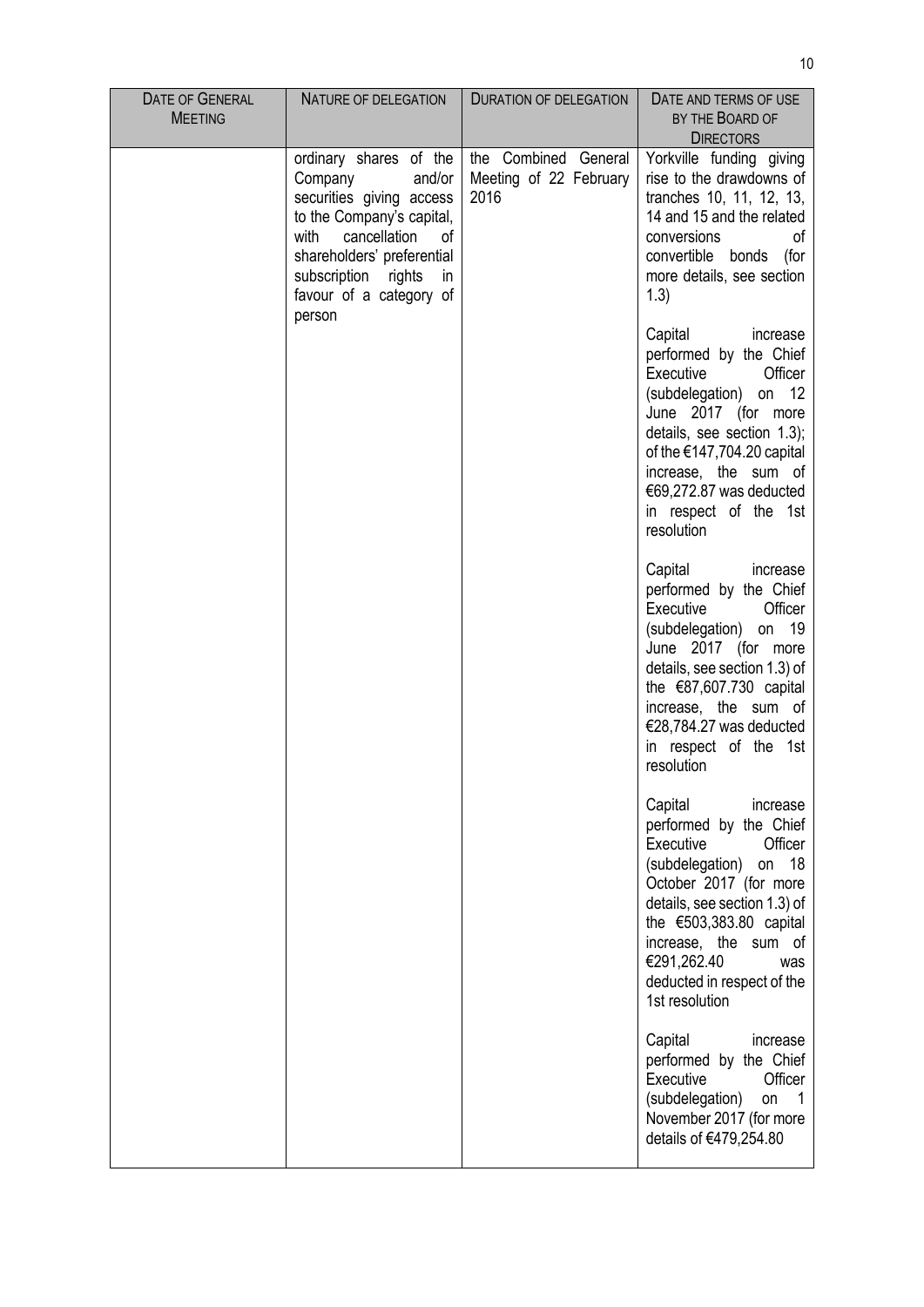| DATE OF GENERAL MEETING | NATURE OF DELEGATION | DURATION OF DELEGATION | DATE AND TERMS OF USE BY THE BOARD OF DIRECTORS |
|---|---|---|---|
| | ordinary shares of the Company and/or securities giving access to the Company's capital, with cancellation of shareholders' preferential subscription rights in favour of a category of person | the Combined General Meeting of 22 February 2016 | Yorkville funding giving rise to the drawdowns of tranches 10, 11, 12, 13, 14 and 15 and the related conversions of convertible bonds (for more details, see section 1.3)<br><br>Capital increase performed by the Chief Executive Officer (subdelegation) on 12 June 2017 (for more details, see section 1.3); of the €147,704.20 capital increase, the sum of €69,272.87 was deducted in respect of the 1st resolution<br><br>Capital increase performed by the Chief Executive Officer (subdelegation) on 19 June 2017 (for more details, see section 1.3) of the €87,607.730 capital increase, the sum of €28,784.27 was deducted in respect of the 1st resolution<br><br>Capital increase performed by the Chief Executive Officer (subdelegation) on 18 October 2017 (for more details, see section 1.3) of the €503,383.80 capital increase, the sum of €291,262.40 was deducted in respect of the 1st resolution<br><br>Capital increase performed by the Chief Executive Officer (subdelegation) on 1 November 2017 (for more details of €479,254.80 |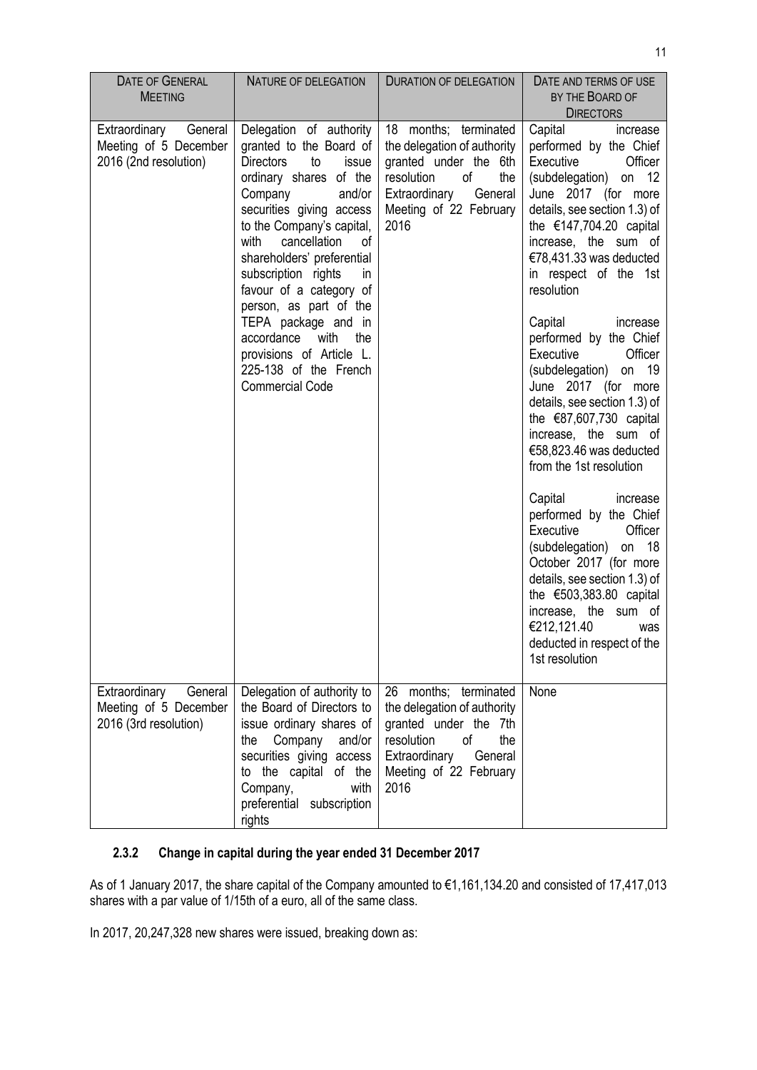| Date of General Meeting | Nature of delegation | Duration of delegation | Date and terms of use by the Board of Directors |
|---|---|---|---|
| Extraordinary General Meeting of 5 December 2016 (2nd resolution) | Delegation of authority granted to the Board of Directors to issue ordinary shares of the Company and/or securities giving access to the Company's capital, with cancellation of shareholders' preferential subscription rights in favour of a category of person, as part of the TEPA package and in accordance with the provisions of Article L. 225-138 of the French Commercial Code | 18 months; terminated the delegation of authority granted under the 6th resolution of the Extraordinary General Meeting of 22 February 2016 | Capital increase performed by the Chief Executive Officer (subdelegation) on 12 June 2017 (for more details, see section 1.3) of the €147,704.20 capital increase, the sum of €78,431.33 was deducted in respect of the 1st resolution<br><br>Capital increase performed by the Chief Executive Officer (subdelegation) on 19 June 2017 (for more details, see section 1.3) of the €87,607,730 capital increase, the sum of €58,823.46 was deducted from the 1st resolution<br><br>Capital increase performed by the Chief Executive Officer (subdelegation) on 18 October 2017 (for more details, see section 1.3) of the €503,383.80 capital increase, the sum of €212,121.40 was deducted in respect of the 1st resolution |
| Extraordinary General Meeting of 5 December 2016 (3rd resolution) | Delegation of authority to the Board of Directors to issue ordinary shares of the Company and/or securities giving access to the capital of the Company, with preferential subscription rights | 26 months; terminated the delegation of authority granted under the 7th resolution of the Extraordinary General Meeting of 22 February 2016 | None |

### 2.3.2 Change in capital during the year ended 31 December 2017

As of 1 January 2017, the share capital of the Company amounted to €1,161,134.20 and consisted of 17,417,013 shares with a par value of 1/15th of a euro, all of the same class.

In 2017, 20,247,328 new shares were issued, breaking down as: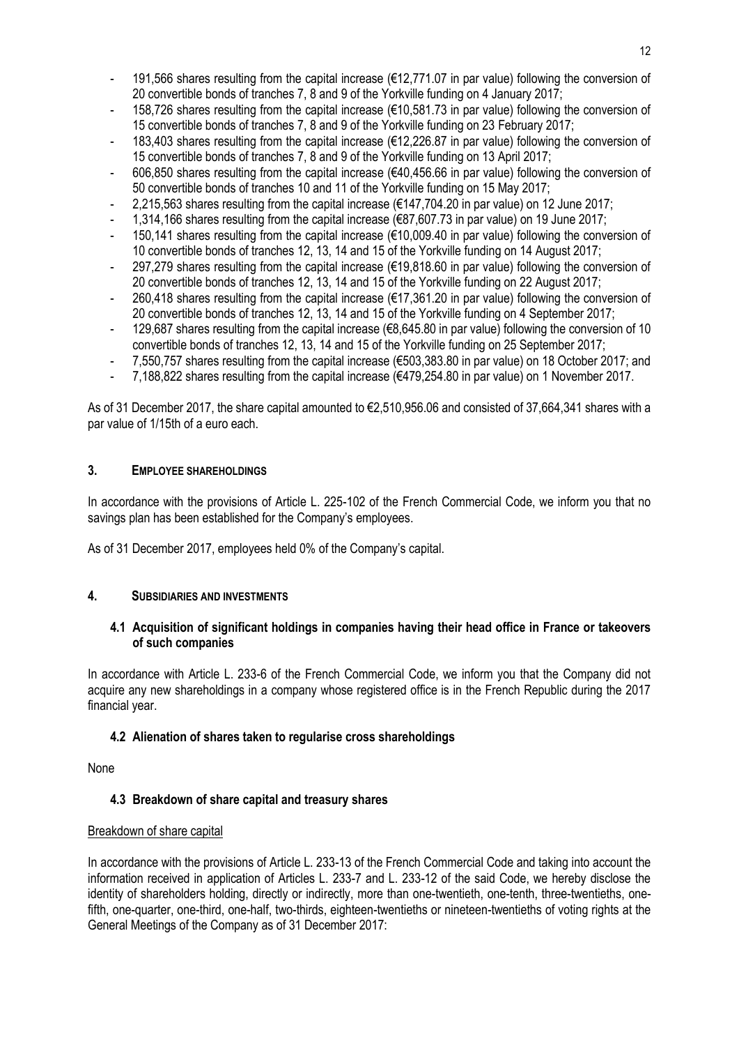- 191,566 shares resulting from the capital increase (€12,771.07 in par value) following the conversion of 20 convertible bonds of tranches 7, 8 and 9 of the Yorkville funding on 4 January 2017;
- 158,726 shares resulting from the capital increase (€10,581.73 in par value) following the conversion of 15 convertible bonds of tranches 7, 8 and 9 of the Yorkville funding on 23 February 2017;
- 183,403 shares resulting from the capital increase (€12,226.87 in par value) following the conversion of 15 convertible bonds of tranches 7, 8 and 9 of the Yorkville funding on 13 April 2017;
- 606,850 shares resulting from the capital increase (€40,456.66 in par value) following the conversion of 50 convertible bonds of tranches 10 and 11 of the Yorkville funding on 15 May 2017;
- 2,215,563 shares resulting from the capital increase (€147,704.20 in par value) on 12 June 2017;
- 1,314,166 shares resulting from the capital increase (€87,607.73 in par value) on 19 June 2017;
- 150,141 shares resulting from the capital increase (€10,009.40 in par value) following the conversion of 10 convertible bonds of tranches 12, 13, 14 and 15 of the Yorkville funding on 14 August 2017;
- 297,279 shares resulting from the capital increase (€19,818.60 in par value) following the conversion of 20 convertible bonds of tranches 12, 13, 14 and 15 of the Yorkville funding on 22 August 2017;
- 260,418 shares resulting from the capital increase (€17,361.20 in par value) following the conversion of 20 convertible bonds of tranches 12, 13, 14 and 15 of the Yorkville funding on 4 September 2017;
- 129,687 shares resulting from the capital increase (€8,645.80 in par value) following the conversion of 10 convertible bonds of tranches 12, 13, 14 and 15 of the Yorkville funding on 25 September 2017;
- 7,550,757 shares resulting from the capital increase (€503,383.80 in par value) on 18 October 2017; and
- 7,188,822 shares resulting from the capital increase (€479,254.80 in par value) on 1 November 2017.

As of 31 December 2017, the share capital amounted to €2,510,956.06 and consisted of 37,664,341 shares with a par value of 1/15th of a euro each.

## 3. EMPLOYEE SHAREHOLDINGS

In accordance with the provisions of Article L. 225-102 of the French Commercial Code, we inform you that no savings plan has been established for the Company's employees.

As of 31 December 2017, employees held 0% of the Company's capital.

## 4. SUBSIDIARIES AND INVESTMENTS

### 4.1 Acquisition of significant holdings in companies having their head office in France or takeovers of such companies

In accordance with Article L. 233-6 of the French Commercial Code, we inform you that the Company did not acquire any new shareholdings in a company whose registered office is in the French Republic during the 2017 financial year.

### 4.2 Alienation of shares taken to regularise cross shareholdings

None

### 4.3 Breakdown of share capital and treasury shares

Breakdown of share capital

In accordance with the provisions of Article L. 233-13 of the French Commercial Code and taking into account the information received in application of Articles L. 233-7 and L. 233-12 of the said Code, we hereby disclose the identity of shareholders holding, directly or indirectly, more than one-twentieth, one-tenth, three-twentieths, one-fifth, one-quarter, one-third, one-half, two-thirds, eighteen-twentieths or nineteen-twentieths of voting rights at the General Meetings of the Company as of 31 December 2017: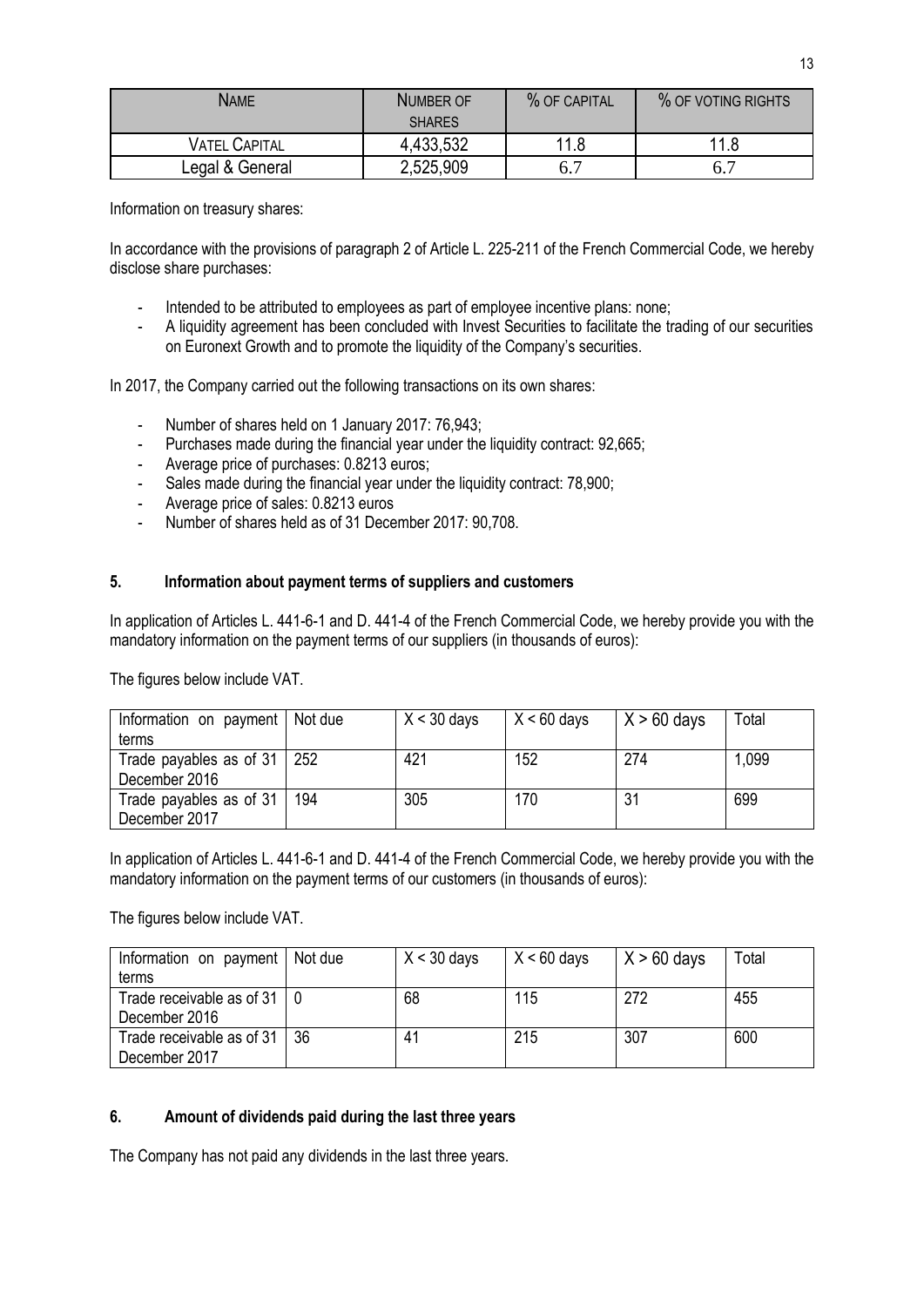| NAME | NUMBER OF SHARES | % OF CAPITAL | % OF VOTING RIGHTS |
|---|---|---|---|
| VATEL CAPITAL | 4,433,532 | 11.8 | 11.8 |
| Legal & General | 2,525,909 | 6.7 | 6.7 |

Information on treasury shares:

In accordance with the provisions of paragraph 2 of Article L. 225-211 of the French Commercial Code, we hereby disclose share purchases:

- Intended to be attributed to employees as part of employee incentive plans: none;
- A liquidity agreement has been concluded with Invest Securities to facilitate the trading of our securities on Euronext Growth and to promote the liquidity of the Company's securities.

In 2017, the Company carried out the following transactions on its own shares:

- Number of shares held on 1 January 2017: 76,943;
- Purchases made during the financial year under the liquidity contract: 92,665;
- Average price of purchases: 0.8213 euros;
- Sales made during the financial year under the liquidity contract: 78,900;
- Average price of sales: 0.8213 euros
- Number of shares held as of 31 December 2017: 90,708.

## 5. Information about payment terms of suppliers and customers

In application of Articles L. 441-6-1 and D. 441-4 of the French Commercial Code, we hereby provide you with the mandatory information on the payment terms of our suppliers (in thousands of euros):

The figures below include VAT.

| Information on payment terms | Not due | X < 30 days | X < 60 days | X > 60 days | Total |
|---|---|---|---|---|---|
| Trade payables as of 31 December 2016 | 252 | 421 | 152 | 274 | 1,099 |
| Trade payables as of 31 December 2017 | 194 | 305 | 170 | 31 | 699 |

In application of Articles L. 441-6-1 and D. 441-4 of the French Commercial Code, we hereby provide you with the mandatory information on the payment terms of our customers (in thousands of euros):

The figures below include VAT.

| Information on payment terms | Not due | X < 30 days | X < 60 days | X > 60 days | Total |
|---|---|---|---|---|---|
| Trade receivable as of 31 December 2016 | 0 | 68 | 115 | 272 | 455 |
| Trade receivable as of 31 December 2017 | 36 | 41 | 215 | 307 | 600 |

## 6. Amount of dividends paid during the last three years

The Company has not paid any dividends in the last three years.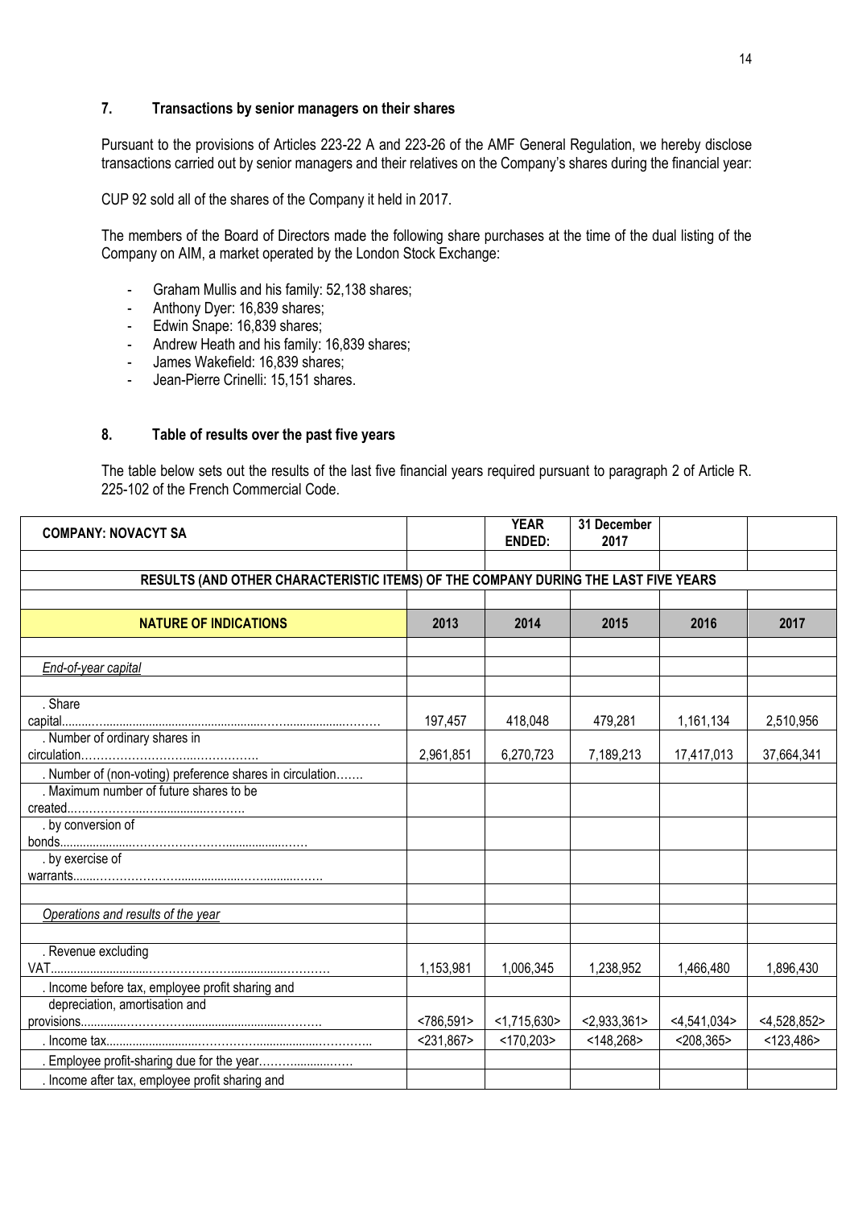## 7. Transactions by senior managers on their shares

Pursuant to the provisions of Articles 223-22 A and 223-26 of the AMF General Regulation, we hereby disclose transactions carried out by senior managers and their relatives on the Company's shares during the financial year:

CUP 92 sold all of the shares of the Company it held in 2017.

The members of the Board of Directors made the following share purchases at the time of the dual listing of the Company on AIM, a market operated by the London Stock Exchange:

- Graham Mullis and his family: 52,138 shares;
- Anthony Dyer: 16,839 shares;
- Edwin Snape: 16,839 shares;
- Andrew Heath and his family: 16,839 shares;
- James Wakefield: 16,839 shares;
- Jean-Pierre Crinelli: 15,151 shares.

## 8. Table of results over the past five years

The table below sets out the results of the last five financial years required pursuant to paragraph 2 of Article R. 225-102 of the French Commercial Code.

| COMPANY: NOVACYT SA | | YEAR ENDED: | 31 December 2017 | | |
|---|---|---|---|---|---|
| | | | | | |
| RESULTS (AND OTHER CHARACTERISTIC ITEMS) OF THE COMPANY DURING THE LAST FIVE YEARS | | | | | |
| | | | | | |
| **NATURE OF INDICATIONS** | **2013** | **2014** | **2015** | **2016** | **2017** |
| | | | | | |
| *End-of-year capital* | | | | | |
| | | | | | |
| . Share capital.......................................................................... | 197,457 | 418,048 | 479,281 | 1,161,134 | 2,510,956 |
| . Number of ordinary shares in circulation............................................. | 2,961,851 | 6,270,723 | 7,189,213 | 17,417,013 | 37,664,341 |
| . Number of (non-voting) preference shares in circulation……. | | | | | |
| . Maximum number of future shares to be created.................................. | | | | | |
| . by conversion of bonds....................................................... | | | | | |
| . by exercise of warrants....................................................... | | | | | |
| | | | | | |
| *Operations and results of the year* | | | | | |
| | | | | | |
| . Revenue excluding VAT........................................................... | 1,153,981 | 1,006,345 | 1,238,952 | 1,466,480 | 1,896,430 |
| . Income before tax, employee profit sharing and | | | | | |
| depreciation, amortisation and provisions........................................... | <786,591> | <1,715,630> | <2,933,361> | <4,541,034> | <4,528,852> |
| . Income tax.............................................................. | <231,867> | <170,203> | <148,268> | <208,365> | <123,486> |
| . Employee profit-sharing due for the year.......................... | | | | | |
| . Income after tax, employee profit sharing and | | | | | |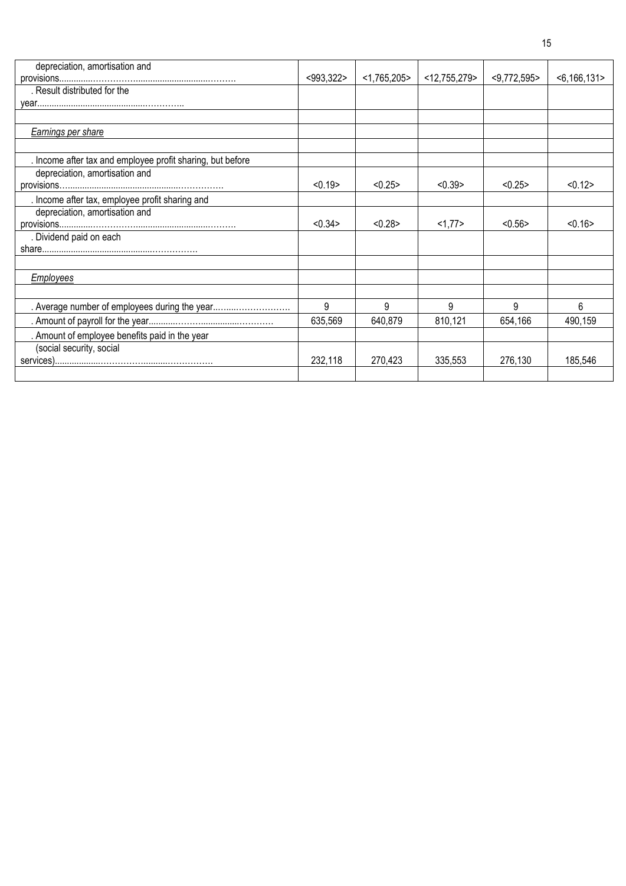| | | | | | |
|---|---|---|---|---|---|
| depreciation, amortisation and provisions................................................................ | <993,322> | <1,765,205> | <12,755,279> | <9,772,595> | <6,166,131> |
| . Result distributed for the year............................................................... | | | | | |
| | | | | | |
| *Earnings per share* | | | | | |
| | | | | | |
| . Income after tax and employee profit sharing, but before | | | | | |
| depreciation, amortisation and provisions................................................................ | <0.19> | <0.25> | <0.39> | <0.25> | <0.12> |
| . Income after tax, employee profit sharing and | | | | | |
| depreciation, amortisation and provisions................................................................ | <0.34> | <0.28> | <1,77> | <0.56> | <0.16> |
| . Dividend paid on each share............................................................... | | | | | |
| | | | | | |
| *Employees* | | | | | |
| | | | | | |
| . Average number of employees during the year.......................... | 9 | 9 | 9 | 9 | 6 |
| . Amount of payroll for the year.................................................. | 635,569 | 640,879 | 810,121 | 654,166 | 490,159 |
| . Amount of employee benefits paid in the year | | | | | |
| (social security, social services)............................................................ | 232,118 | 270,423 | 335,553 | 276,130 | 185,546 |
| | | | | | |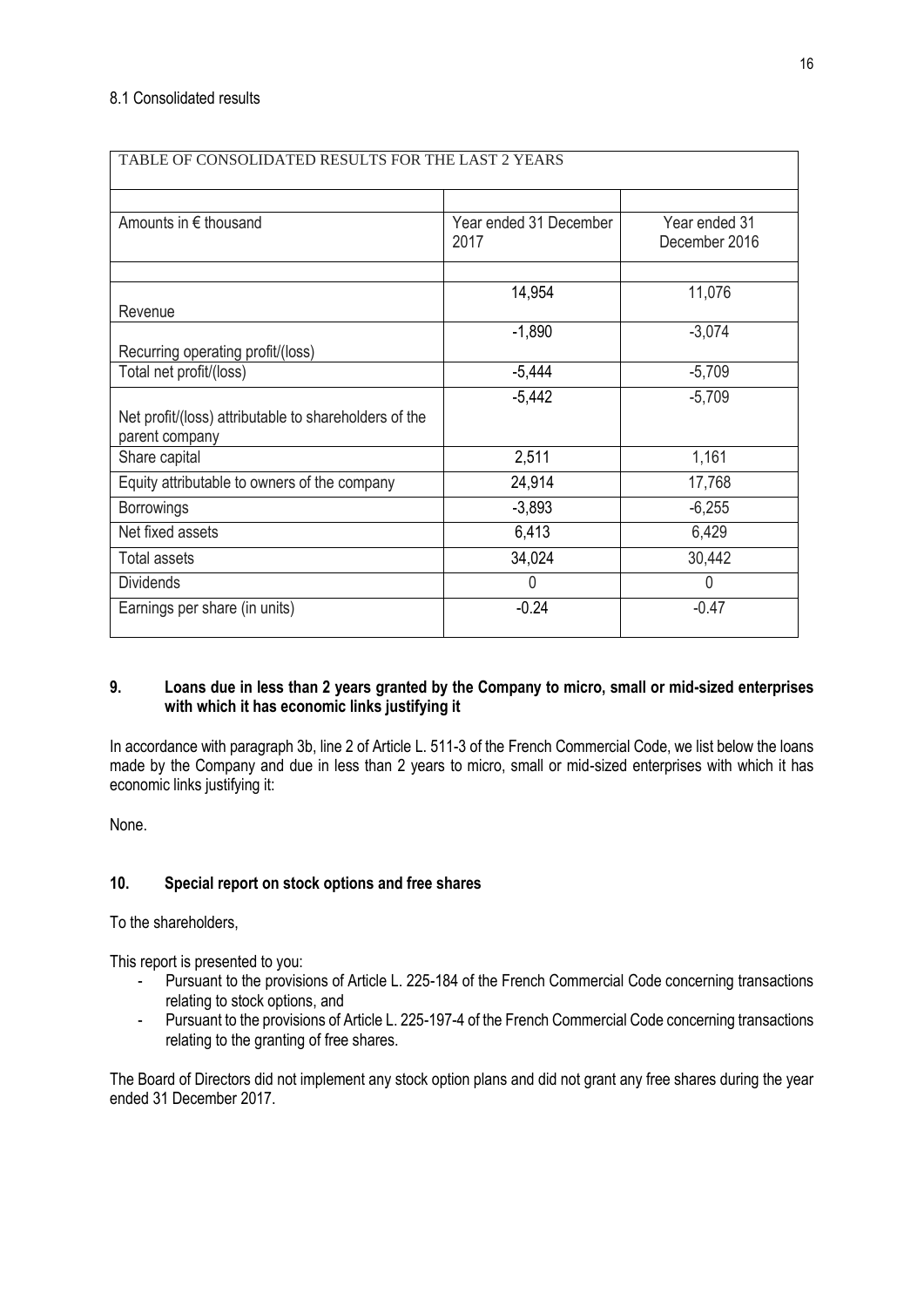8.1 Consolidated results

| TABLE OF CONSOLIDATED RESULTS FOR THE LAST 2 YEARS | | |
|---|---|---|
| Amounts in € thousand | Year ended 31 December 2017 | Year ended 31 December 2016 |
| Revenue | 14,954 | 11,076 |
| Recurring operating profit/(loss) | -1,890 | -3,074 |
| Total net profit/(loss) | -5,444 | -5,709 |
| Net profit/(loss) attributable to shareholders of the parent company | -5,442 | -5,709 |
| Share capital | 2,511 | 1,161 |
| Equity attributable to owners of the company | 24,914 | 17,768 |
| Borrowings | -3,893 | -6,255 |
| Net fixed assets | 6,413 | 6,429 |
| Total assets | 34,024 | 30,442 |
| Dividends | 0 | 0 |
| Earnings per share (in units) | -0.24 | -0.47 |

## 9. Loans due in less than 2 years granted by the Company to micro, small or mid-sized enterprises with which it has economic links justifying it

In accordance with paragraph 3b, line 2 of Article L. 511-3 of the French Commercial Code, we list below the loans made by the Company and due in less than 2 years to micro, small or mid-sized enterprises with which it has economic links justifying it:

None.

## 10. Special report on stock options and free shares

To the shareholders,

This report is presented to you:

- Pursuant to the provisions of Article L. 225-184 of the French Commercial Code concerning transactions relating to stock options, and
- Pursuant to the provisions of Article L. 225-197-4 of the French Commercial Code concerning transactions relating to the granting of free shares.

The Board of Directors did not implement any stock option plans and did not grant any free shares during the year ended 31 December 2017.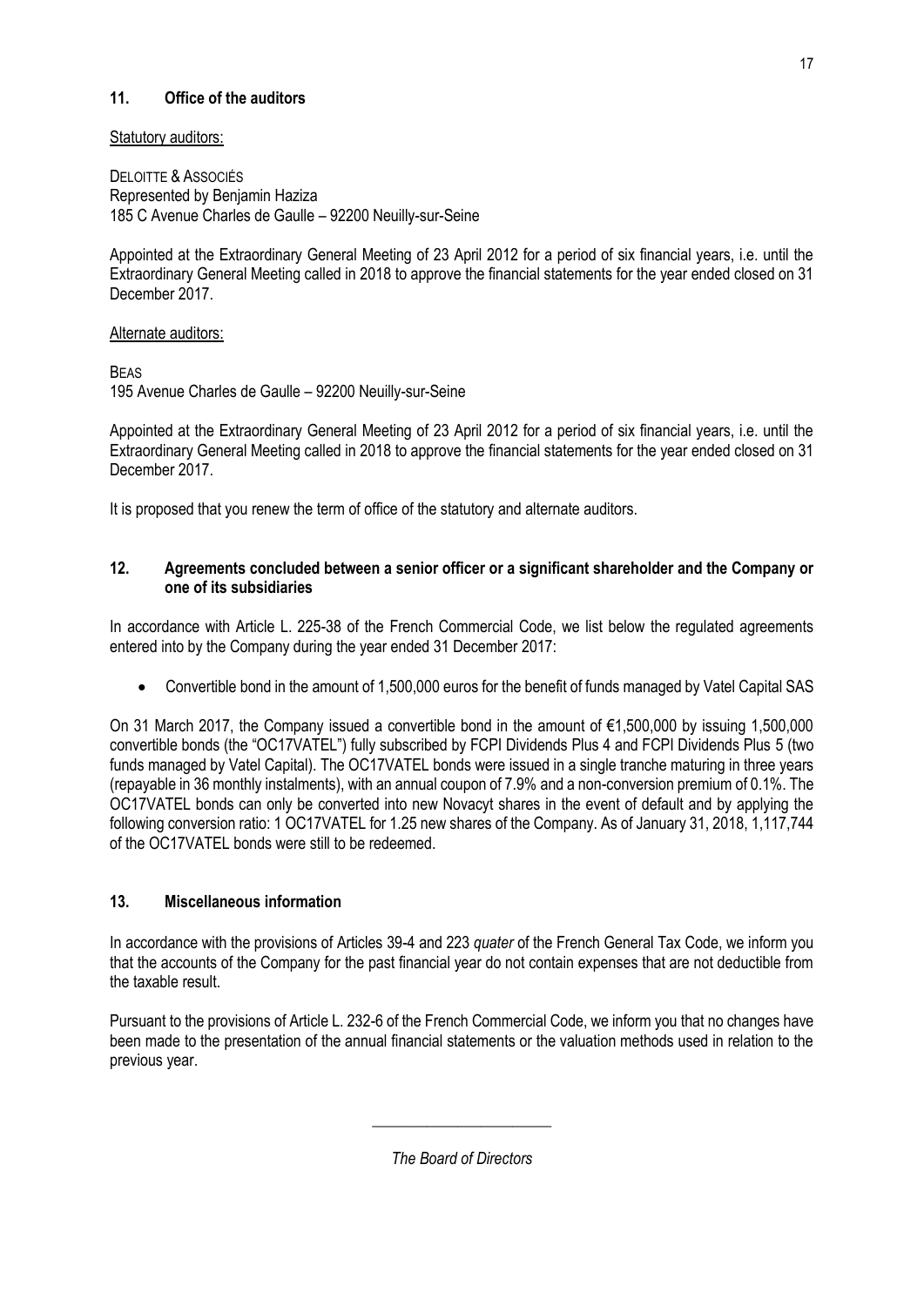## 11. Office of the auditors

Statutory auditors:

DELOITTE & ASSOCIÉS
Represented by Benjamin Haziza
185 C Avenue Charles de Gaulle – 92200 Neuilly-sur-Seine

Appointed at the Extraordinary General Meeting of 23 April 2012 for a period of six financial years, i.e. until the Extraordinary General Meeting called in 2018 to approve the financial statements for the year ended closed on 31 December 2017.

Alternate auditors:

BEAS
195 Avenue Charles de Gaulle – 92200 Neuilly-sur-Seine

Appointed at the Extraordinary General Meeting of 23 April 2012 for a period of six financial years, i.e. until the Extraordinary General Meeting called in 2018 to approve the financial statements for the year ended closed on 31 December 2017.

It is proposed that you renew the term of office of the statutory and alternate auditors.

## 12. Agreements concluded between a senior officer or a significant shareholder and the Company or one of its subsidiaries

In accordance with Article L. 225-38 of the French Commercial Code, we list below the regulated agreements entered into by the Company during the year ended 31 December 2017:

- Convertible bond in the amount of 1,500,000 euros for the benefit of funds managed by Vatel Capital SAS

On 31 March 2017, the Company issued a convertible bond in the amount of €1,500,000 by issuing 1,500,000 convertible bonds (the "OC17VATEL") fully subscribed by FCPI Dividends Plus 4 and FCPI Dividends Plus 5 (two funds managed by Vatel Capital). The OC17VATEL bonds were issued in a single tranche maturing in three years (repayable in 36 monthly instalments), with an annual coupon of 7.9% and a non-conversion premium of 0.1%. The OC17VATEL bonds can only be converted into new Novacyt shares in the event of default and by applying the following conversion ratio: 1 OC17VATEL for 1.25 new shares of the Company. As of January 31, 2018, 1,117,744 of the OC17VATEL bonds were still to be redeemed.

## 13. Miscellaneous information

In accordance with the provisions of Articles 39-4 and 223 *quater* of the French General Tax Code, we inform you that the accounts of the Company for the past financial year do not contain expenses that are not deductible from the taxable result.

Pursuant to the provisions of Article L. 232-6 of the French Commercial Code, we inform you that no changes have been made to the presentation of the annual financial statements or the valuation methods used in relation to the previous year.

---

*The Board of Directors*